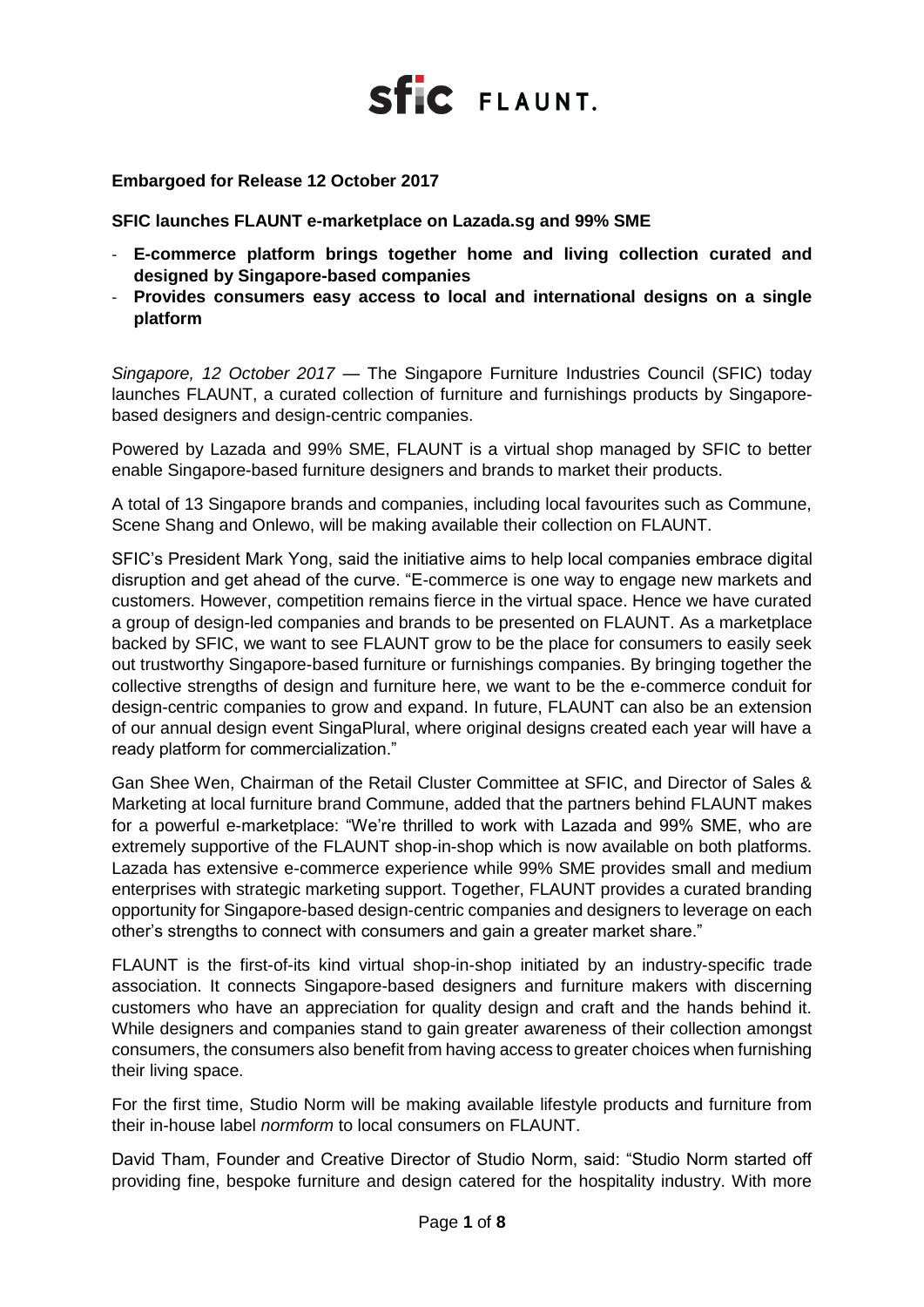**Embargoed for Release 12 October 2017**

**SFIC launches FLAUNT e-marketplace on Lazada.sg and 99% SME**

- **E-commerce platform brings together home and living collection curated and designed by Singapore-based companies**
- **Provides consumers easy access to local and international designs on a single platform**

*Singapore, 12 October 2017* — The Singapore Furniture Industries Council (SFIC) today launches FLAUNT, a curated collection of furniture and furnishings products by Singapore-based designers and design-centric companies.

Powered by Lazada and 99% SME, FLAUNT is a virtual shop managed by SFIC to better enable Singapore-based furniture designers and brands to market their products.

A total of 13 Singapore brands and companies, including local favourites such as Commune, Scene Shang and Onlewo, will be making available their collection on FLAUNT.

SFIC's President Mark Yong, said the initiative aims to help local companies embrace digital disruption and get ahead of the curve. "E-commerce is one way to engage new markets and customers. However, competition remains fierce in the virtual space. Hence we have curated a group of design-led companies and brands to be presented on FLAUNT. As a marketplace backed by SFIC, we want to see FLAUNT grow to be the place for consumers to easily seek out trustworthy Singapore-based furniture or furnishings companies. By bringing together the collective strengths of design and furniture here, we want to be the e-commerce conduit for design-centric companies to grow and expand. In future, FLAUNT can also be an extension of our annual design event SingaPlural, where original designs created each year will have a ready platform for commercialization."

Gan Shee Wen, Chairman of the Retail Cluster Committee at SFIC, and Director of Sales & Marketing at local furniture brand Commune, added that the partners behind FLAUNT makes for a powerful e-marketplace: "We're thrilled to work with Lazada and 99% SME, who are extremely supportive of the FLAUNT shop-in-shop which is now available on both platforms. Lazada has extensive e-commerce experience while 99% SME provides small and medium enterprises with strategic marketing support. Together, FLAUNT provides a curated branding opportunity for Singapore-based design-centric companies and designers to leverage on each other's strengths to connect with consumers and gain a greater market share."

FLAUNT is the first-of-its kind virtual shop-in-shop initiated by an industry-specific trade association. It connects Singapore-based designers and furniture makers with discerning customers who have an appreciation for quality design and craft and the hands behind it. While designers and companies stand to gain greater awareness of their collection amongst consumers, the consumers also benefit from having access to greater choices when furnishing their living space.

For the first time, Studio Norm will be making available lifestyle products and furniture from their in-house label *normform* to local consumers on FLAUNT.

David Tham, Founder and Creative Director of Studio Norm, said: "Studio Norm started off providing fine, bespoke furniture and design catered for the hospitality industry. With more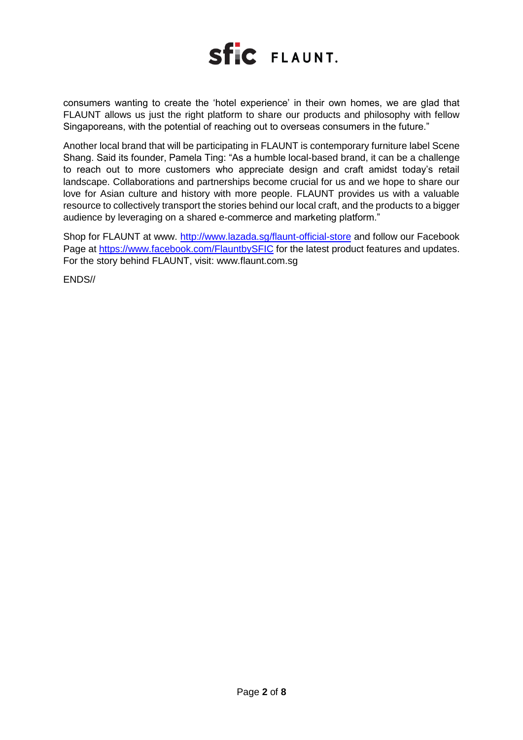consumers wanting to create the 'hotel experience' in their own homes, we are glad that FLAUNT allows us just the right platform to share our products and philosophy with fellow Singaporeans, with the potential of reaching out to overseas consumers in the future."

Another local brand that will be participating in FLAUNT is contemporary furniture label Scene Shang. Said its founder, Pamela Ting: "As a humble local-based brand, it can be a challenge to reach out to more customers who appreciate design and craft amidst today's retail landscape. Collaborations and partnerships become crucial for us and we hope to share our love for Asian culture and history with more people. FLAUNT provides us with a valuable resource to collectively transport the stories behind our local craft, and the products to a bigger audience by leveraging on a shared e-commerce and marketing platform."

Shop for FLAUNT at www. http://www.lazada.sg/flaunt-official-store and follow our Facebook Page at https://www.facebook.com/FlauntbySFIC for the latest product features and updates. For the story behind FLAUNT, visit: www.flaunt.com.sg

ENDS//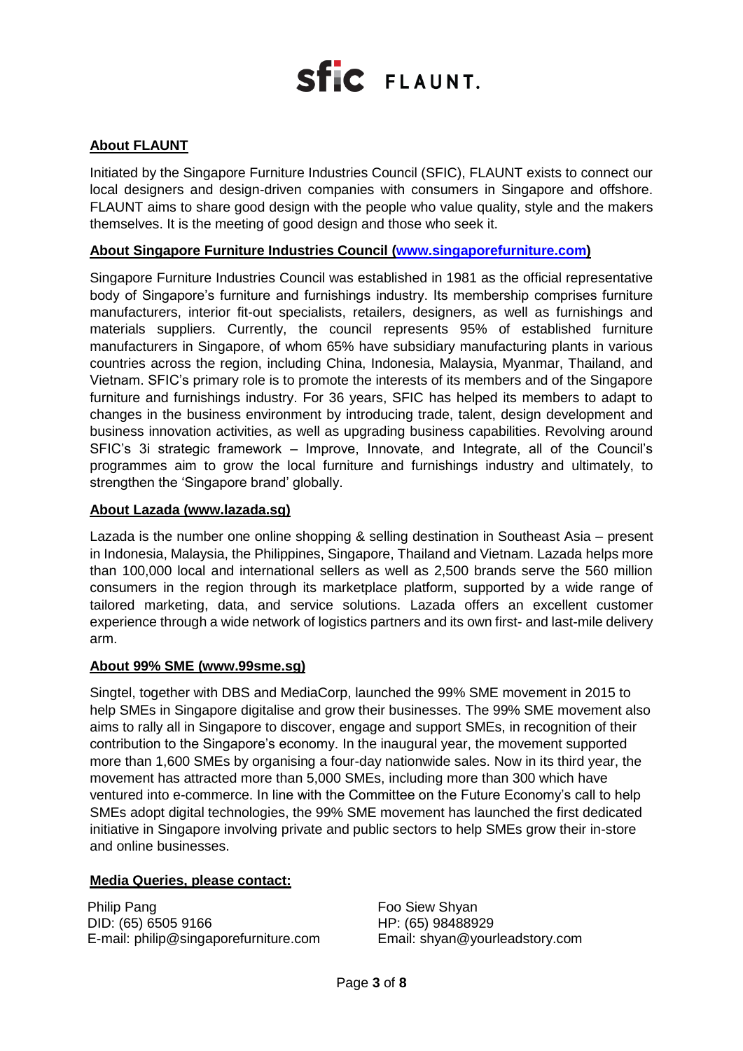sfic FLAUNT.

## About FLAUNT

Initiated by the Singapore Furniture Industries Council (SFIC), FLAUNT exists to connect our local designers and design-driven companies with consumers in Singapore and offshore. FLAUNT aims to share good design with the people who value quality, style and the makers themselves. It is the meeting of good design and those who seek it.

## About Singapore Furniture Industries Council (www.singaporefurniture.com)

Singapore Furniture Industries Council was established in 1981 as the official representative body of Singapore's furniture and furnishings industry. Its membership comprises furniture manufacturers, interior fit-out specialists, retailers, designers, as well as furnishings and materials suppliers. Currently, the council represents 95% of established furniture manufacturers in Singapore, of whom 65% have subsidiary manufacturing plants in various countries across the region, including China, Indonesia, Malaysia, Myanmar, Thailand, and Vietnam. SFIC's primary role is to promote the interests of its members and of the Singapore furniture and furnishings industry. For 36 years, SFIC has helped its members to adapt to changes in the business environment by introducing trade, talent, design development and business innovation activities, as well as upgrading business capabilities. Revolving around SFIC's 3i strategic framework – Improve, Innovate, and Integrate, all of the Council's programmes aim to grow the local furniture and furnishings industry and ultimately, to strengthen the 'Singapore brand' globally.

## About Lazada (www.lazada.sg)

Lazada is the number one online shopping & selling destination in Southeast Asia – present in Indonesia, Malaysia, the Philippines, Singapore, Thailand and Vietnam. Lazada helps more than 100,000 local and international sellers as well as 2,500 brands serve the 560 million consumers in the region through its marketplace platform, supported by a wide range of tailored marketing, data, and service solutions. Lazada offers an excellent customer experience through a wide network of logistics partners and its own first- and last-mile delivery arm.

## About 99% SME (www.99sme.sg)

Singtel, together with DBS and MediaCorp, launched the 99% SME movement in 2015 to help SMEs in Singapore digitalise and grow their businesses. The 99% SME movement also aims to rally all in Singapore to discover, engage and support SMEs, in recognition of their contribution to the Singapore's economy. In the inaugural year, the movement supported more than 1,600 SMEs by organising a four-day nationwide sales. Now in its third year, the movement has attracted more than 5,000 SMEs, including more than 300 which have ventured into e-commerce. In line with the Committee on the Future Economy's call to help SMEs adopt digital technologies, the 99% SME movement has launched the first dedicated initiative in Singapore involving private and public sectors to help SMEs grow their in-store and online businesses.

## Media Queries, please contact:

Philip Pang
DID: (65) 6505 9166
E-mail: philip@singaporefurniture.com

Foo Siew Shyan
HP: (65) 98488929
Email: shyan@yourleadstory.com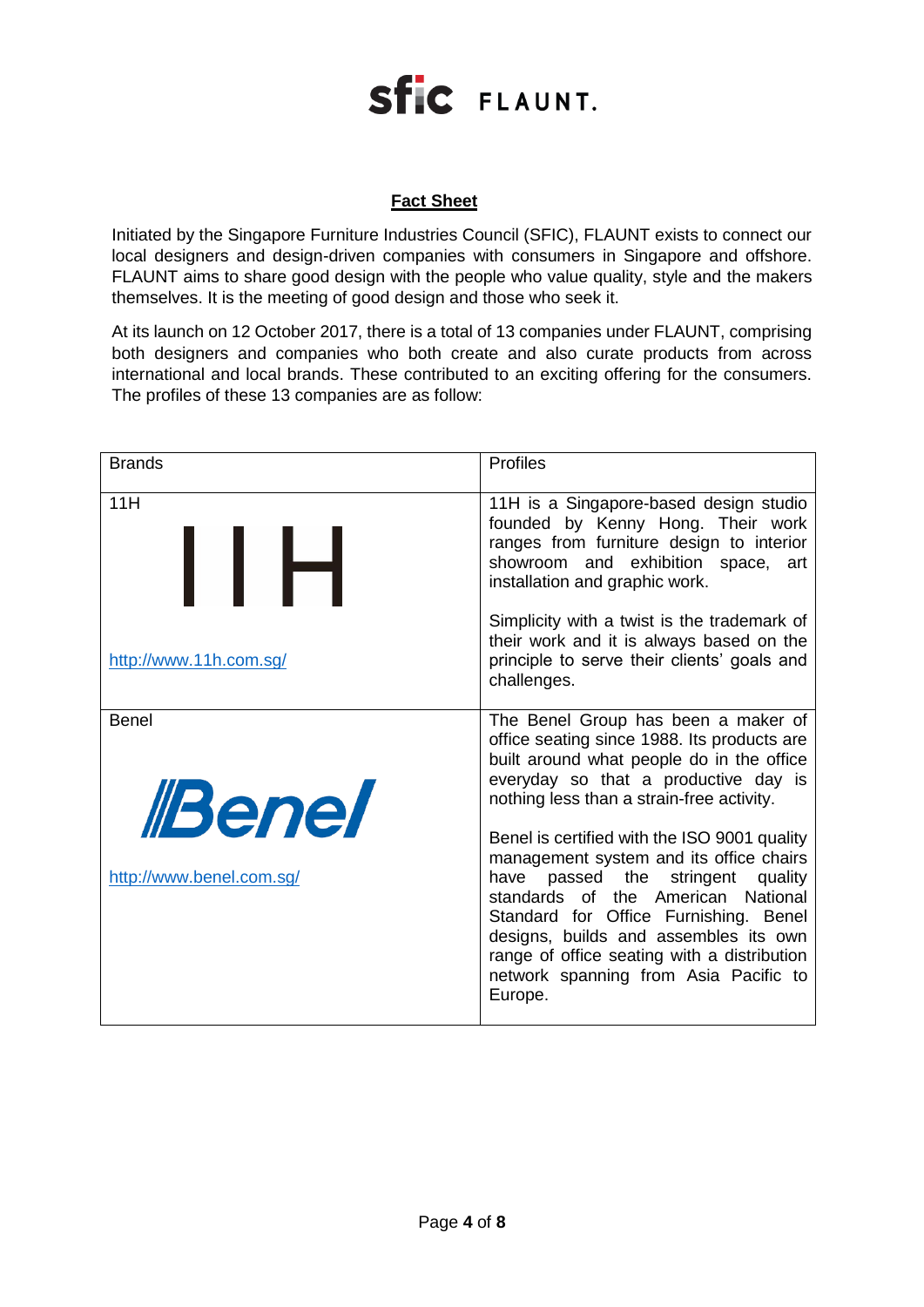## Fact Sheet

Initiated by the Singapore Furniture Industries Council (SFIC), FLAUNT exists to connect our local designers and design-driven companies with consumers in Singapore and offshore. FLAUNT aims to share good design with the people who value quality, style and the makers themselves. It is the meeting of good design and those who seek it.

At its launch on 12 October 2017, there is a total of 13 companies under FLAUNT, comprising both designers and companies who both create and also curate products from across international and local brands. These contributed to an exciting offering for the consumers. The profiles of these 13 companies are as follow:

| Brands | Profiles |
|---|---|
| 11H<br><br>http://www.11h.com.sg/ | 11H is a Singapore-based design studio founded by Kenny Hong. Their work ranges from furniture design to interior showroom and exhibition space, art installation and graphic work.<br><br>Simplicity with a twist is the trademark of their work and it is always based on the principle to serve their clients' goals and challenges. |
| Benel<br><br>http://www.benel.com.sg/ | The Benel Group has been a maker of office seating since 1988. Its products are built around what people do in the office everyday so that a productive day is nothing less than a strain-free activity.<br><br>Benel is certified with the ISO 9001 quality management system and its office chairs have passed the stringent quality standards of the American National Standard for Office Furnishing. Benel designs, builds and assembles its own range of office seating with a distribution network spanning from Asia Pacific to Europe. |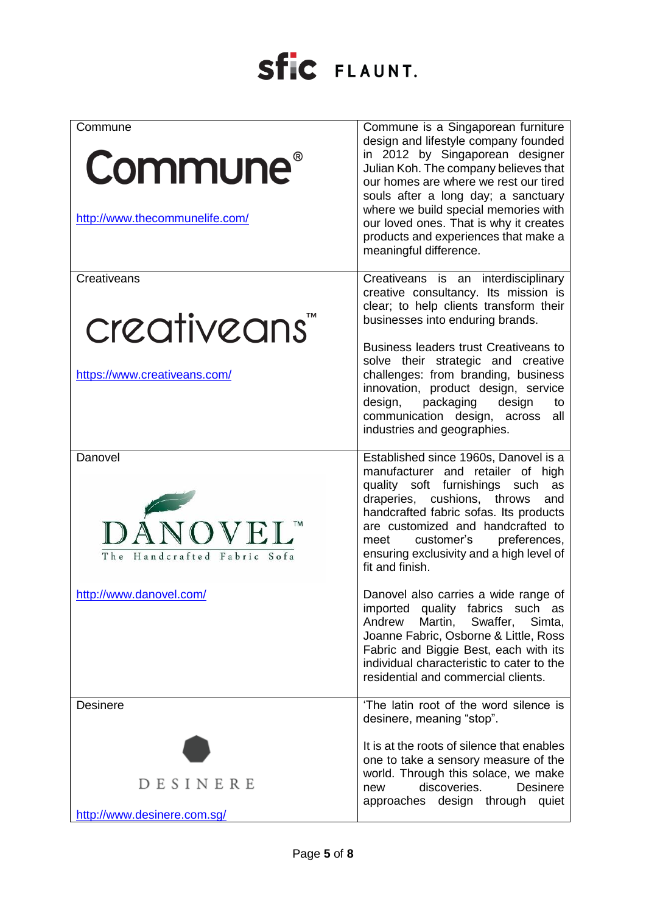| Company | Description |
|---|---|
| Commune<br><br>Commune®<br><br>http://www.thecommunelife.com/ | Commune is a Singaporean furniture design and lifestyle company founded in 2012 by Singaporean designer Julian Koh. The company believes that our homes are where we rest our tired souls after a long day; a sanctuary where we build special memories with our loved ones. That is why it creates products and experiences that make a meaningful difference. |
| Creativeans<br><br>creativeans™<br><br>https://www.creativeans.com/ | Creativeans is an interdisciplinary creative consultancy. Its mission is clear; to help clients transform their businesses into enduring brands.<br><br>Business leaders trust Creativeans to solve their strategic and creative challenges: from branding, business innovation, product design, service design, packaging design to communication design, across all industries and geographies. |
| Danovel<br><br>DANOVEL™<br>The Handcrafted Fabric Sofa<br><br>http://www.danovel.com/ | Established since 1960s, Danovel is a manufacturer and retailer of high quality soft furnishings such as draperies, cushions, throws and handcrafted fabric sofas. Its products are customized and handcrafted to meet customer's preferences, ensuring exclusivity and a high level of fit and finish.<br><br>Danovel also carries a wide range of imported quality fabrics such as Andrew Martin, Swaffer, Simta, Joanne Fabric, Osborne & Little, Ross Fabric and Biggie Best, each with its individual characteristic to cater to the residential and commercial clients. |
| Desinere<br><br>DESINERE<br><br>http://www.desinere.com.sg/ | 'The latin root of the word silence is desinere, meaning "stop".<br><br>It is at the roots of silence that enables one to take a sensory measure of the world. Through this solace, we make new discoveries. Desinere approaches design through quiet |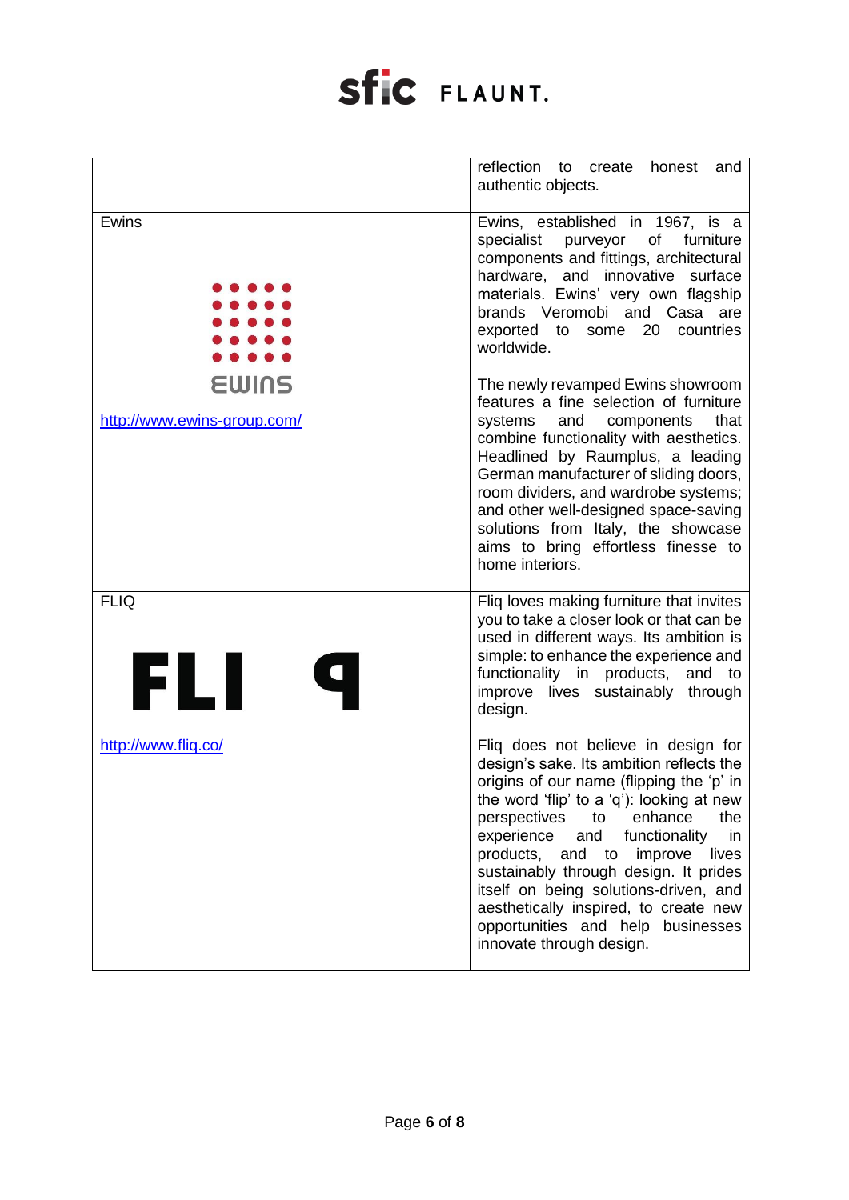| | |
|---|---|
| | reflection to create honest and authentic objects. |
| Ewins<br><br>EWINS<br><br>http://www.ewins-group.com/ | Ewins, established in 1967, is a specialist purveyor of furniture components and fittings, architectural hardware, and innovative surface materials. Ewins' very own flagship brands Veromobi and Casa are exported to some 20 countries worldwide.<br><br>The newly revamped Ewins showroom features a fine selection of furniture systems and components that combine functionality with aesthetics. Headlined by Raumplus, a leading German manufacturer of sliding doors, room dividers, and wardrobe systems; and other well-designed space-saving solutions from Italy, the showcase aims to bring effortless finesse to home interiors. |
| FLIQ<br><br>FLI q<br><br>http://www.fliq.co/ | Fliq loves making furniture that invites you to take a closer look or that can be used in different ways. Its ambition is simple: to enhance the experience and functionality in products, and to improve lives sustainably through design.<br><br>Fliq does not believe in design for design's sake. Its ambition reflects the origins of our name (flipping the 'p' in the word 'flip' to a 'q'): looking at new perspectives to enhance the experience and functionality in products, and to improve lives sustainably through design. It prides itself on being solutions-driven, and aesthetically inspired, to create new opportunities and help businesses innovate through design. |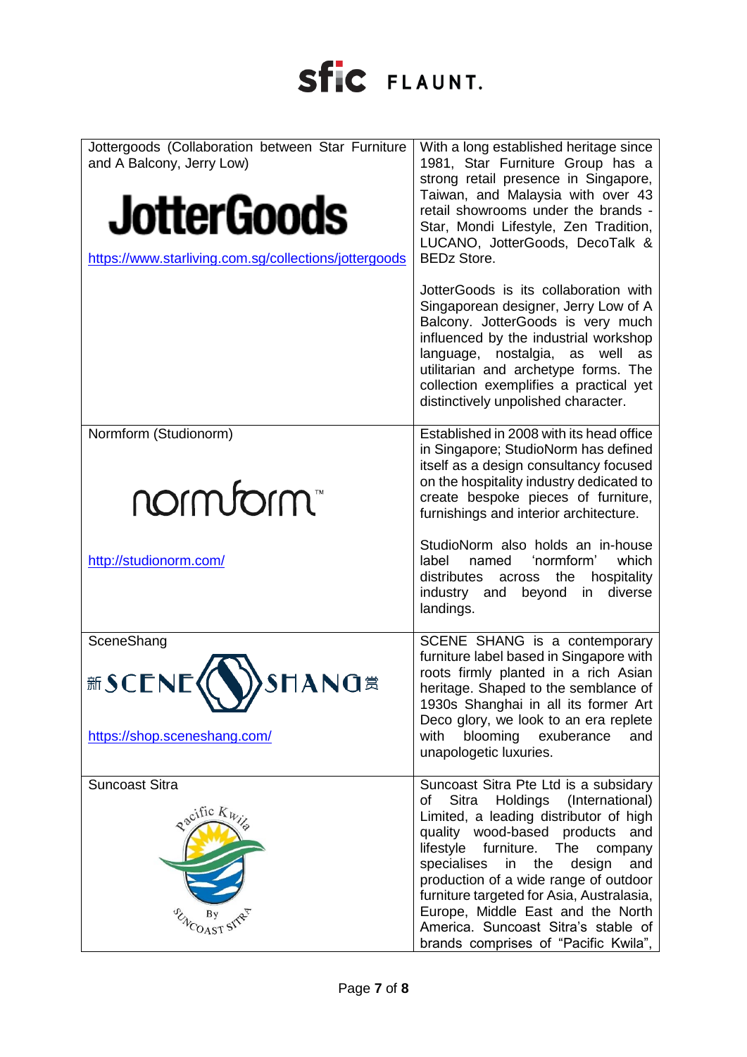| | |
|---|---|
| Jottergoods (Collaboration between Star Furniture and A Balcony, Jerry Low)<br><br>JotterGoods<br><br>https://www.starliving.com.sg/collections/jottergoods | With a long established heritage since 1981, Star Furniture Group has a strong retail presence in Singapore, Taiwan, and Malaysia with over 43 retail showrooms under the brands - Star, Mondi Lifestyle, Zen Tradition, LUCANO, JotterGoods, DecoTalk & BEDz Store.<br><br>JotterGoods is its collaboration with Singaporean designer, Jerry Low of A Balcony. JotterGoods is very much influenced by the industrial workshop language, nostalgia, as well as utilitarian and archetype forms. The collection exemplifies a practical yet distinctively unpolished character. |
| Normform (Studionorm)<br><br>normform™<br><br>http://studionorm.com/ | Established in 2008 with its head office in Singapore; StudioNorm has defined itself as a design consultancy focused on the hospitality industry dedicated to create bespoke pieces of furniture, furnishings and interior architecture.<br><br>StudioNorm also holds an in-house label named 'normform' which distributes across the hospitality industry and beyond in diverse landings. |
| SceneShang<br><br>新 SCENE SHANG 赏<br><br>https://shop.sceneshang.com/ | SCENE SHANG is a contemporary furniture label based in Singapore with roots firmly planted in a rich Asian heritage. Shaped to the semblance of 1930s Shanghai in all its former Art Deco glory, we look to an era replete with blooming exuberance and unapologetic luxuries. |
| Suncoast Sitra<br><br>Pacific Kwila By Suncoast Sitra | Suncoast Sitra Pte Ltd is a subsidary of Sitra Holdings (International) Limited, a leading distributor of high quality wood-based products and lifestyle furniture. The company specialises in the design and production of a wide range of outdoor furniture targeted for Asia, Australasia, Europe, Middle East and the North America. Suncoast Sitra's stable of brands comprises of "Pacific Kwila", |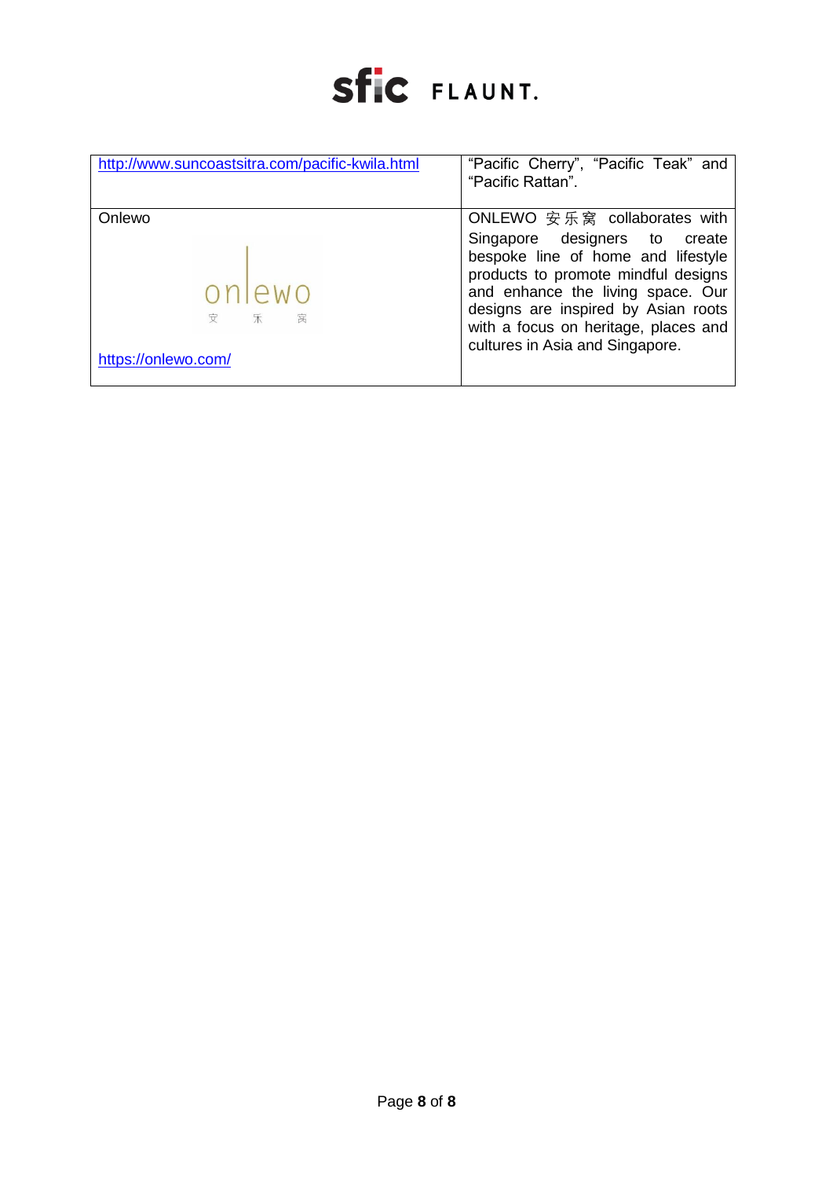| | |
|---|---|
| http://www.suncoastsitra.com/pacific-kwila.html | "Pacific Cherry", "Pacific Teak" and "Pacific Rattan". |
| Onlewo<br><br>onlewo<br>安 乐 窝<br><br>https://onlewo.com/ | ONLEWO 安乐窝 collaborates with Singapore designers to create bespoke line of home and lifestyle products to promote mindful designs and enhance the living space. Our designs are inspired by Asian roots with a focus on heritage, places and cultures in Asia and Singapore. |